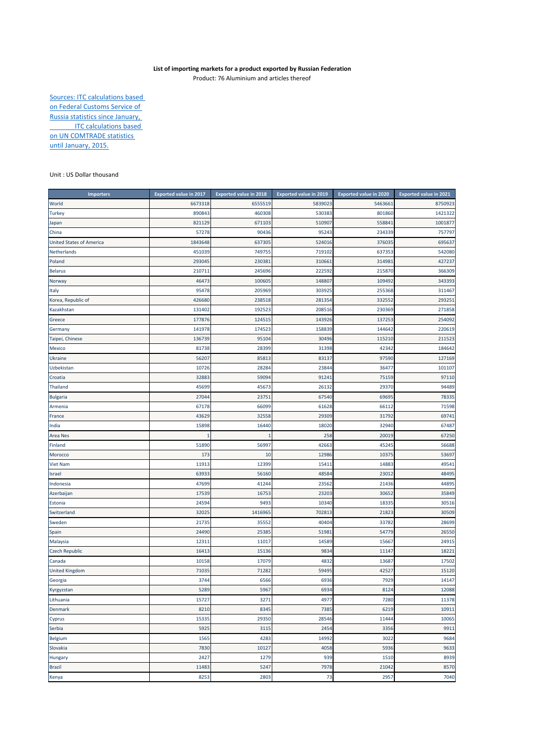**List of importing markets for a product exported by Russian Federation**

Product: 76 Aluminium and articles thereof

Sources: ITC calculations based on Federal Customs Service of Russia statistics since January, ITC calculations based on UN COMTRADE statistics until January, 2015.

Unit : US Dollar thousand

| Importers | Exported value in 2017 | Exported value in 2018 | Exported value in 2019 | Exported value in 2020 | Exported value in 2021 |
|---|---|---|---|---|---|
| World | 6673318 | 6555519 | 5839023 | 5463661 | 8750923 |
| Turkey | 890843 | 460308 | 530383 | 801860 | 1421322 |
| Japan | 821129 | 671103 | 510907 | 558841 | 1001877 |
| China | 57278 | 90436 | 95243 | 234339 | 757797 |
| United States of America | 1843648 | 637305 | 524016 | 376035 | 695637 |
| Netherlands | 451039 | 749755 | 719102 | 637353 | 542080 |
| Poland | 293045 | 230381 | 310661 | 314981 | 427237 |
| Belarus | 210711 | 245696 | 222592 | 215870 | 366309 |
| Norway | 46473 | 100605 | 148807 | 109492 | 343393 |
| Italy | 95478 | 205969 | 303925 | 255368 | 311467 |
| Korea, Republic of | 426680 | 238518 | 281354 | 332552 | 293251 |
| Kazakhstan | 131402 | 192523 | 208516 | 230369 | 271858 |
| Greece | 177876 | 124515 | 143926 | 137253 | 254092 |
| Germany | 141978 | 174523 | 158839 | 144642 | 220619 |
| Taipei, Chinese | 136739 | 95104 | 30496 | 115210 | 211523 |
| Mexico | 81738 | 28399 | 31398 | 42342 | 184642 |
| Ukraine | 56207 | 85813 | 83137 | 97590 | 127169 |
| Uzbekistan | 10726 | 28284 | 23844 | 36477 | 101107 |
| Croatia | 32883 | 59094 | 91241 | 75159 | 97110 |
| Thailand | 45699 | 45673 | 26132 | 29370 | 94489 |
| Bulgaria | 27044 | 23751 | 67540 | 69695 | 78335 |
| Armenia | 67178 | 66099 | 61628 | 66112 | 71598 |
| France | 43629 | 32558 | 29309 | 31792 | 69741 |
| India | 15898 | 16440 | 18020 | 32940 | 67487 |
| Area Nes | 1 | 1 | 258 | 20019 | 67250 |
| Finland | 51890 | 56997 | 42663 | 45245 | 56688 |
| Morocco | 173 | 10 | 12986 | 10375 | 53697 |
| Viet Nam | 11913 | 12399 | 15411 | 14883 | 49541 |
| Israel | 63933 | 56160 | 48584 | 23012 | 48495 |
| Indonesia | 47699 | 41244 | 23562 | 21436 | 44895 |
| Azerbaijan | 17539 | 16753 | 23203 | 30652 | 35849 |
| Estonia | 24594 | 9493 | 10340 | 18335 | 30516 |
| Switzerland | 32025 | 1416965 | 702813 | 21823 | 30509 |
| Sweden | 21735 | 35552 | 40404 | 33782 | 28699 |
| Spain | 24490 | 25385 | 51981 | 54779 | 26550 |
| Malaysia | 12311 | 11017 | 14589 | 15667 | 24915 |
| Czech Republic | 16413 | 15136 | 9834 | 11147 | 18221 |
| Canada | 10158 | 17079 | 4832 | 13687 | 17502 |
| United Kingdom | 71035 | 71282 | 59495 | 42527 | 15120 |
| Georgia | 3744 | 6566 | 6936 | 7929 | 14147 |
| Kyrgyzstan | 5289 | 5967 | 6934 | 8124 | 12088 |
| Lithuania | 15727 | 3271 | 4977 | 7280 | 11378 |
| Denmark | 8210 | 8345 | 7385 | 6219 | 10911 |
| Cyprus | 15335 | 29350 | 28546 | 11444 | 10065 |
| Serbia | 5925 | 3115 | 2454 | 3356 | 9911 |
| Belgium | 1565 | 4283 | 14992 | 3022 | 9684 |
| Slovakia | 7830 | 10127 | 4058 | 5936 | 9633 |
| Hungary | 2427 | 1279 | 939 | 1510 | 8939 |
| Brazil | 11483 | 5247 | 7978 | 21042 | 8570 |
| Kenya | 8253 | 2803 | 73 | 2957 | 7040 |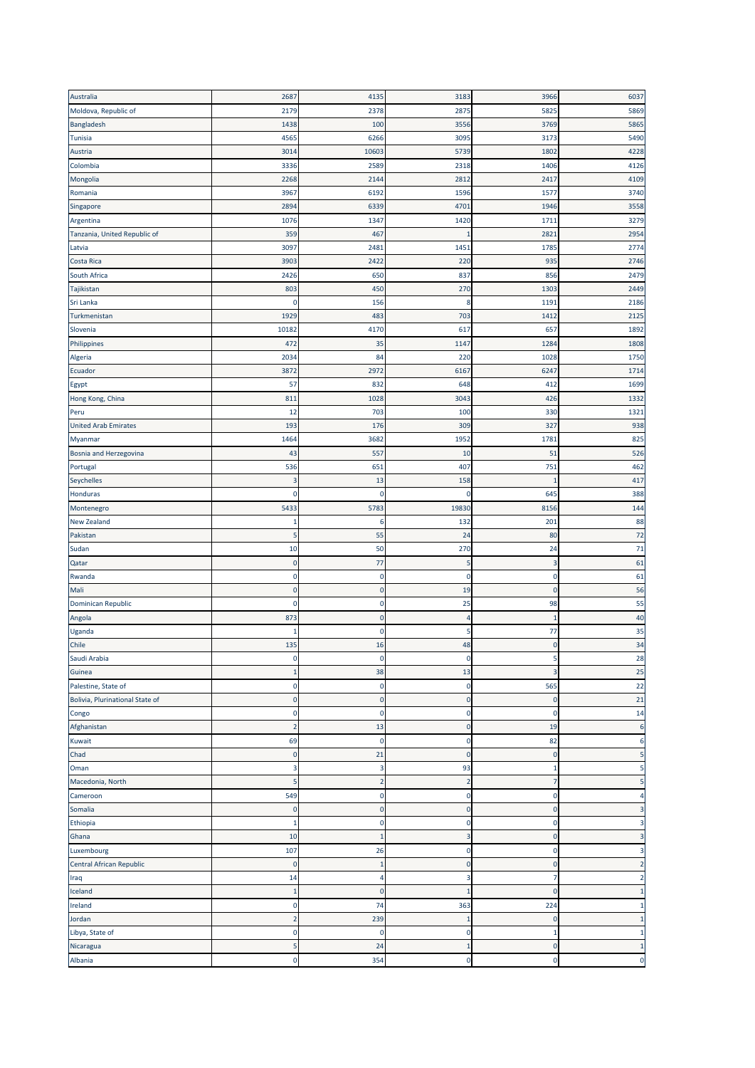| | | | | | |
|---|---|---|---|---|---|
| Australia | 2687 | 4135 | 3183 | 3966 | 6037 |
| Moldova, Republic of | 2179 | 2378 | 2875 | 5825 | 5869 |
| Bangladesh | 1438 | 100 | 3556 | 3769 | 5865 |
| Tunisia | 4565 | 6266 | 3095 | 3173 | 5490 |
| Austria | 3014 | 10603 | 5739 | 1802 | 4228 |
| Colombia | 3336 | 2589 | 2318 | 1406 | 4126 |
| Mongolia | 2268 | 2144 | 2812 | 2417 | 4109 |
| Romania | 3967 | 6192 | 1596 | 1577 | 3740 |
| Singapore | 2894 | 6339 | 4701 | 1946 | 3558 |
| Argentina | 1076 | 1347 | 1420 | 1711 | 3279 |
| Tanzania, United Republic of | 359 | 467 | 1 | 2821 | 2954 |
| Latvia | 3097 | 2481 | 1451 | 1785 | 2774 |
| Costa Rica | 3903 | 2422 | 220 | 935 | 2746 |
| South Africa | 2426 | 650 | 837 | 856 | 2479 |
| Tajikistan | 803 | 450 | 270 | 1303 | 2449 |
| Sri Lanka | 0 | 156 | 8 | 1191 | 2186 |
| Turkmenistan | 1929 | 483 | 703 | 1412 | 2125 |
| Slovenia | 10182 | 4170 | 617 | 657 | 1892 |
| Philippines | 472 | 35 | 1147 | 1284 | 1808 |
| Algeria | 2034 | 84 | 220 | 1028 | 1750 |
| Ecuador | 3872 | 2972 | 6167 | 6247 | 1714 |
| Egypt | 57 | 832 | 648 | 412 | 1699 |
| Hong Kong, China | 811 | 1028 | 3043 | 426 | 1332 |
| Peru | 12 | 703 | 100 | 330 | 1321 |
| United Arab Emirates | 193 | 176 | 309 | 327 | 938 |
| Myanmar | 1464 | 3682 | 1952 | 1781 | 825 |
| Bosnia and Herzegovina | 43 | 557 | 10 | 51 | 526 |
| Portugal | 536 | 651 | 407 | 751 | 462 |
| Seychelles | 3 | 13 | 158 | 1 | 417 |
| Honduras | 0 | 0 | 0 | 645 | 388 |
| Montenegro | 5433 | 5783 | 19830 | 8156 | 144 |
| New Zealand | 1 | 6 | 132 | 201 | 88 |
| Pakistan | 5 | 55 | 24 | 80 | 72 |
| Sudan | 10 | 50 | 270 | 24 | 71 |
| Qatar | 0 | 77 | 5 | 3 | 61 |
| Rwanda | 0 | 0 | 0 | 0 | 61 |
| Mali | 0 | 0 | 19 | 0 | 56 |
| Dominican Republic | 0 | 0 | 25 | 98 | 55 |
| Angola | 873 | 0 | 4 | 1 | 40 |
| Uganda | 1 | 0 | 5 | 77 | 35 |
| Chile | 135 | 16 | 48 | 0 | 34 |
| Saudi Arabia | 0 | 0 | 0 | 5 | 28 |
| Guinea | 1 | 38 | 13 | 3 | 25 |
| Palestine, State of | 0 | 0 | 0 | 565 | 22 |
| Bolivia, Plurinational State of | 0 | 0 | 0 | 0 | 21 |
| Congo | 0 | 0 | 0 | 0 | 14 |
| Afghanistan | 2 | 13 | 0 | 19 | 6 |
| Kuwait | 69 | 0 | 0 | 82 | 6 |
| Chad | 0 | 21 | 0 | 0 | 5 |
| Oman | 3 | 3 | 93 | 1 | 5 |
| Macedonia, North | 5 | 2 | 2 | 7 | 5 |
| Cameroon | 549 | 0 | 0 | 0 | 4 |
| Somalia | 0 | 0 | 0 | 0 | 3 |
| Ethiopia | 1 | 0 | 0 | 0 | 3 |
| Ghana | 10 | 1 | 3 | 0 | 3 |
| Luxembourg | 107 | 26 | 0 | 0 | 3 |
| Central African Republic | 0 | 1 | 0 | 0 | 2 |
| Iraq | 14 | 4 | 3 | 7 | 2 |
| Iceland | 1 | 0 | 1 | 0 | 1 |
| Ireland | 0 | 74 | 363 | 224 | 1 |
| Jordan | 2 | 239 | 1 | 0 | 1 |
| Libya, State of | 0 | 0 | 0 | 1 | 1 |
| Nicaragua | 5 | 24 | 1 | 0 | 1 |
| Albania | 0 | 354 | 0 | 0 | 0 |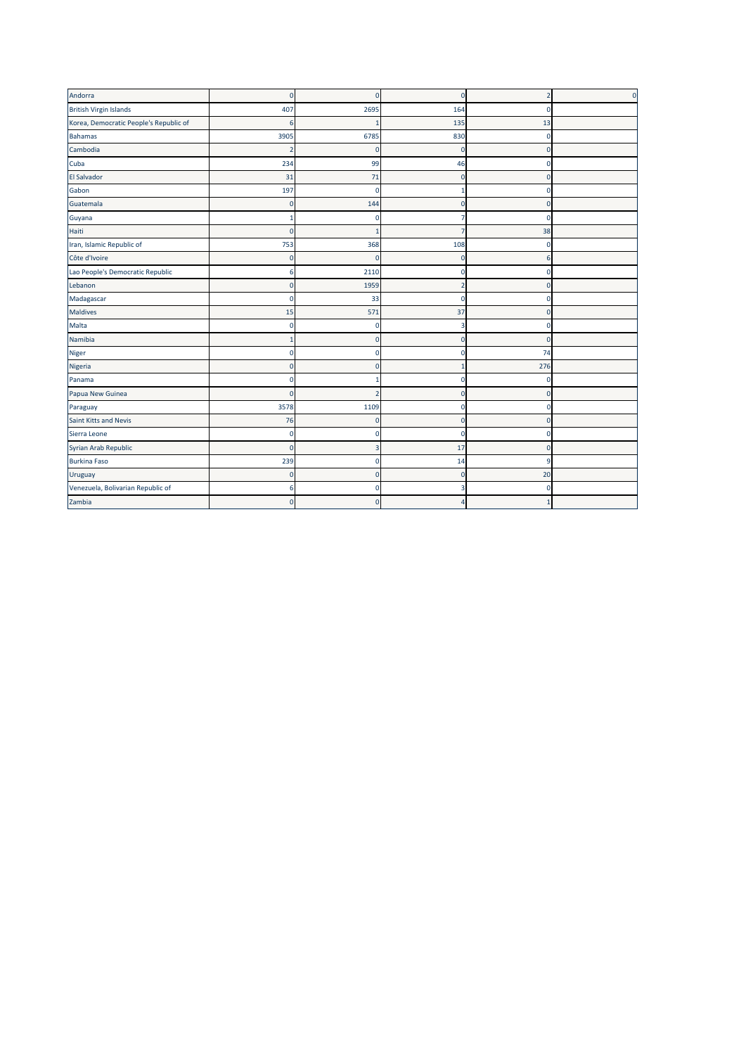| | | | | | |
|---|---|---|---|---|---|
| Andorra | 0 | 0 | 0 | 2 | 0 |
| British Virgin Islands | 407 | 2695 | 164 | 0 | |
| Korea, Democratic People's Republic of | 6 | 1 | 135 | 13 | |
| Bahamas | 3905 | 6785 | 830 | 0 | |
| Cambodia | 2 | 0 | 0 | 0 | |
| Cuba | 234 | 99 | 46 | 0 | |
| El Salvador | 31 | 71 | 0 | 0 | |
| Gabon | 197 | 0 | 1 | 0 | |
| Guatemala | 0 | 144 | 0 | 0 | |
| Guyana | 1 | 0 | 7 | 0 | |
| Haiti | 0 | 1 | 7 | 38 | |
| Iran, Islamic Republic of | 753 | 368 | 108 | 0 | |
| Côte d'Ivoire | 0 | 0 | 0 | 6 | |
| Lao People's Democratic Republic | 6 | 2110 | 0 | 0 | |
| Lebanon | 0 | 1959 | 2 | 0 | |
| Madagascar | 0 | 33 | 0 | 0 | |
| Maldives | 15 | 571 | 37 | 0 | |
| Malta | 0 | 0 | 3 | 0 | |
| Namibia | 1 | 0 | 0 | 0 | |
| Niger | 0 | 0 | 0 | 74 | |
| Nigeria | 0 | 0 | 1 | 276 | |
| Panama | 0 | 1 | 0 | 0 | |
| Papua New Guinea | 0 | 2 | 0 | 0 | |
| Paraguay | 3578 | 1109 | 0 | 0 | |
| Saint Kitts and Nevis | 76 | 0 | 0 | 0 | |
| Sierra Leone | 0 | 0 | 0 | 0 | |
| Syrian Arab Republic | 0 | 3 | 17 | 0 | |
| Burkina Faso | 239 | 0 | 14 | 9 | |
| Uruguay | 0 | 0 | 0 | 20 | |
| Venezuela, Bolivarian Republic of | 6 | 0 | 3 | 0 | |
| Zambia | 0 | 0 | 4 | 1 | |